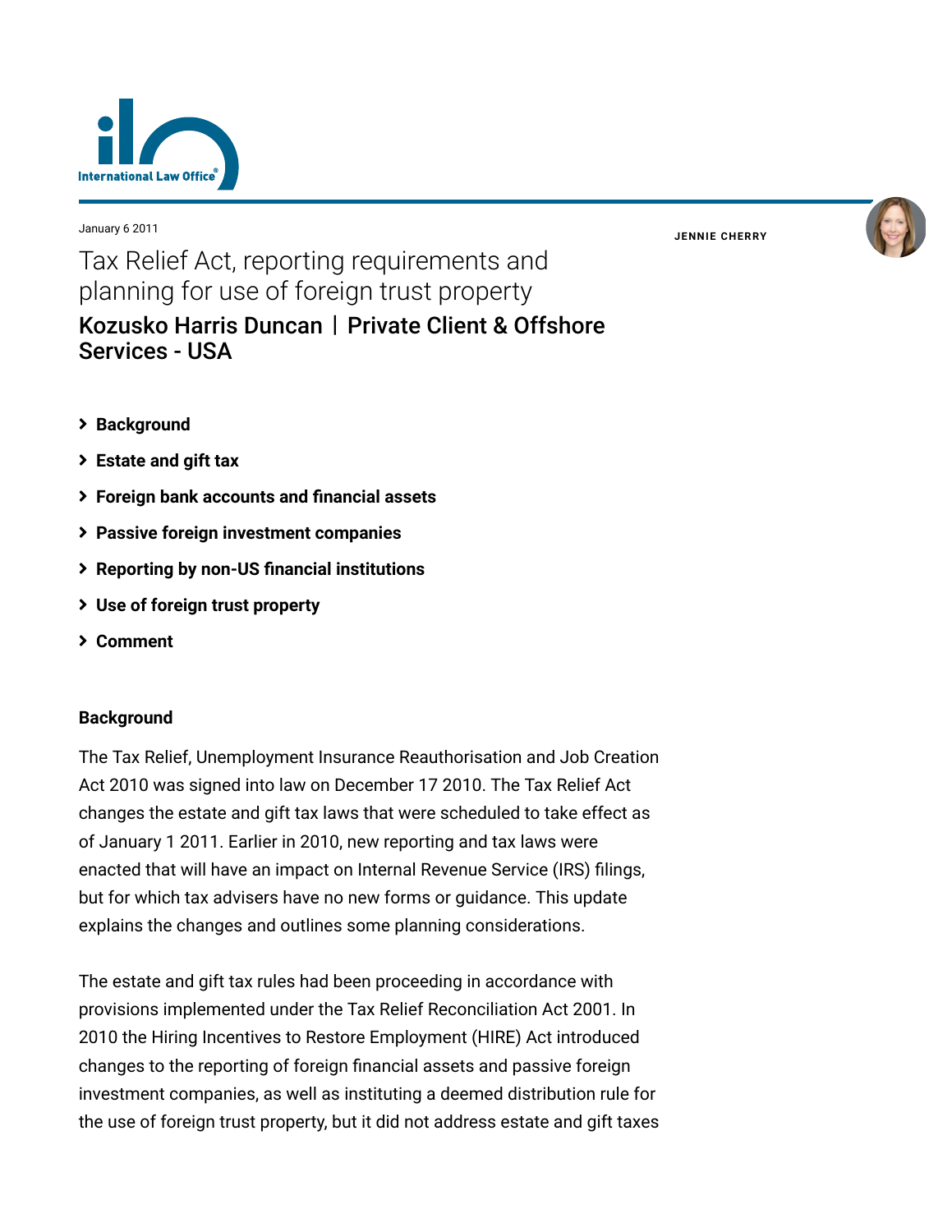January 6 2011

# Tax Relief Act, reporting requirements and planning for use of foreign trust property

## Kozusko Harris Duncan | Private Client & Offshore Services - USA

**JENNIE CHERRY**

- Background
- Estate and gift tax
- Foreign bank accounts and financial assets
- Passive foreign investment companies
- Reporting by non-US financial institutions
- Use of foreign trust property
- Comment

### Background

The Tax Relief, Unemployment Insurance Reauthorisation and Job Creation Act 2010 was signed into law on December 17 2010. The Tax Relief Act changes the estate and gift tax laws that were scheduled to take effect as of January 1 2011. Earlier in 2010, new reporting and tax laws were enacted that will have an impact on Internal Revenue Service (IRS) filings, but for which tax advisers have no new forms or guidance. This update explains the changes and outlines some planning considerations.

The estate and gift tax rules had been proceeding in accordance with provisions implemented under the Tax Relief Reconciliation Act 2001. In 2010 the Hiring Incentives to Restore Employment (HIRE) Act introduced changes to the reporting of foreign financial assets and passive foreign investment companies, as well as instituting a deemed distribution rule for the use of foreign trust property, but it did not address estate and gift taxes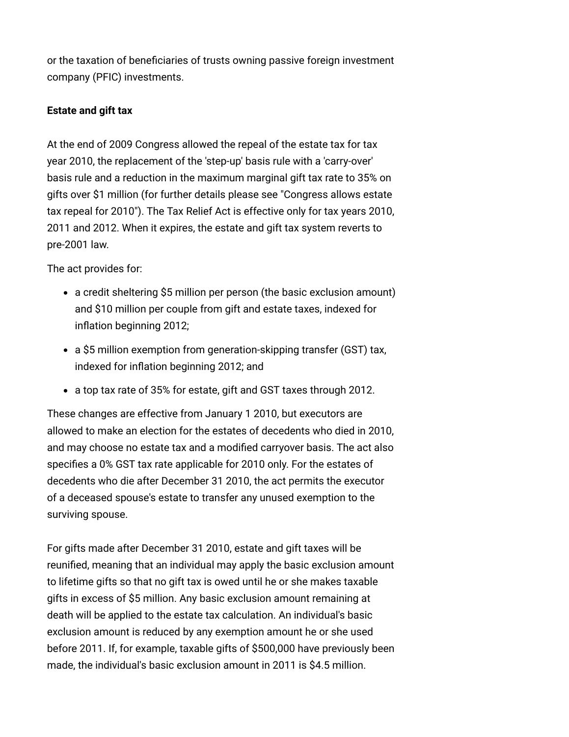or the taxation of beneficiaries of trusts owning passive foreign investment company (PFIC) investments.

**Estate and gift tax**

At the end of 2009 Congress allowed the repeal of the estate tax for tax year 2010, the replacement of the 'step-up' basis rule with a 'carry-over' basis rule and a reduction in the maximum marginal gift tax rate to 35% on gifts over $1 million (for further details please see "Congress allows estate tax repeal for 2010"). The Tax Relief Act is effective only for tax years 2010, 2011 and 2012. When it expires, the estate and gift tax system reverts to pre-2001 law.

The act provides for:

- a credit sheltering $5 million per person (the basic exclusion amount) and $10 million per couple from gift and estate taxes, indexed for inflation beginning 2012;
- a $5 million exemption from generation-skipping transfer (GST) tax, indexed for inflation beginning 2012; and
- a top tax rate of 35% for estate, gift and GST taxes through 2012.

These changes are effective from January 1 2010, but executors are allowed to make an election for the estates of decedents who died in 2010, and may choose no estate tax and a modified carryover basis. The act also specifies a 0% GST tax rate applicable for 2010 only. For the estates of decedents who die after December 31 2010, the act permits the executor of a deceased spouse's estate to transfer any unused exemption to the surviving spouse.

For gifts made after December 31 2010, estate and gift taxes will be reunified, meaning that an individual may apply the basic exclusion amount to lifetime gifts so that no gift tax is owed until he or she makes taxable gifts in excess of $5 million. Any basic exclusion amount remaining at death will be applied to the estate tax calculation. An individual's basic exclusion amount is reduced by any exemption amount he or she used before 2011. If, for example, taxable gifts of $500,000 have previously been made, the individual's basic exclusion amount in 2011 is $4.5 million.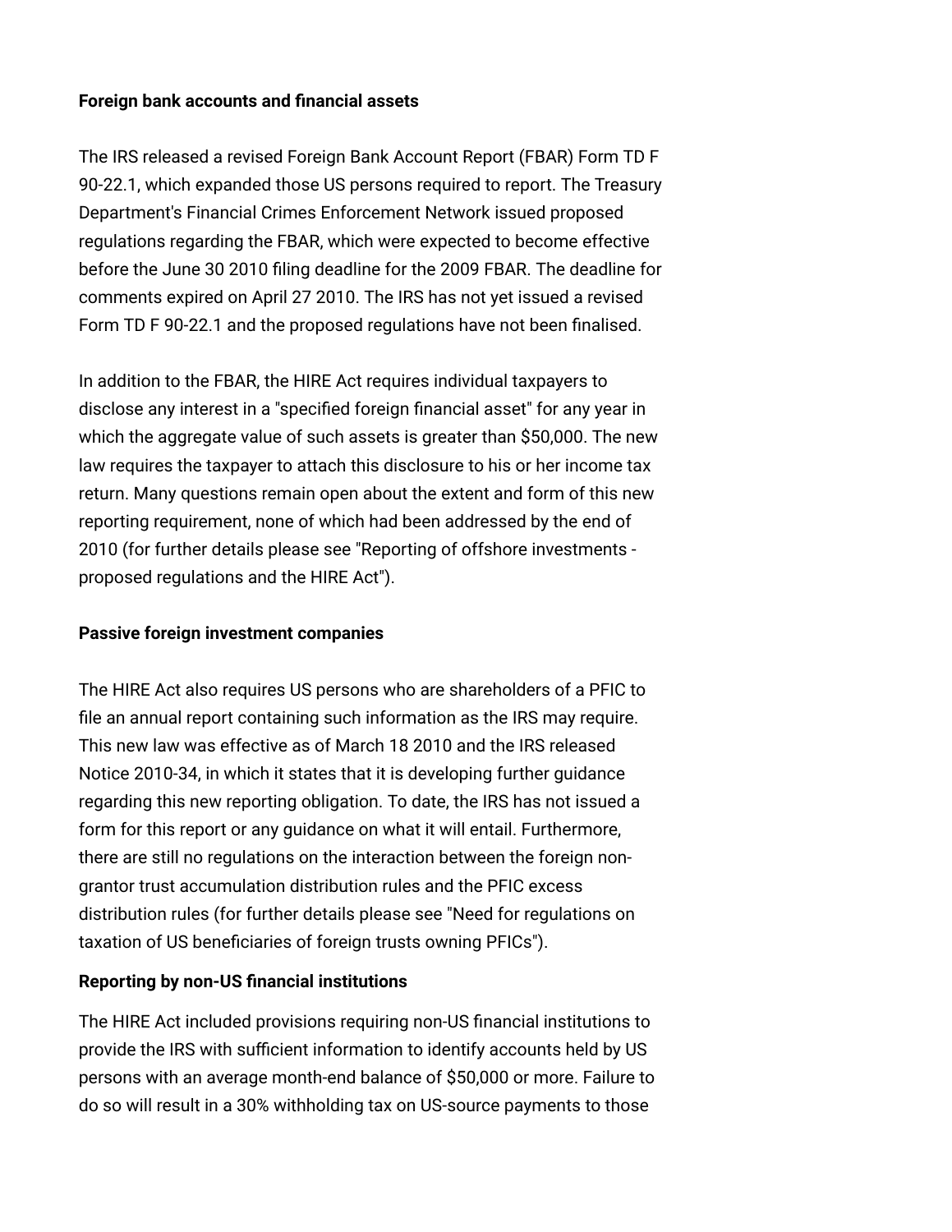**Foreign bank accounts and financial assets**

The IRS released a revised Foreign Bank Account Report (FBAR) Form TD F 90-22.1, which expanded those US persons required to report. The Treasury Department's Financial Crimes Enforcement Network issued proposed regulations regarding the FBAR, which were expected to become effective before the June 30 2010 filing deadline for the 2009 FBAR. The deadline for comments expired on April 27 2010. The IRS has not yet issued a revised Form TD F 90-22.1 and the proposed regulations have not been finalised.

In addition to the FBAR, the HIRE Act requires individual taxpayers to disclose any interest in a "specified foreign financial asset" for any year in which the aggregate value of such assets is greater than $50,000. The new law requires the taxpayer to attach this disclosure to his or her income tax return. Many questions remain open about the extent and form of this new reporting requirement, none of which had been addressed by the end of 2010 (for further details please see "Reporting of offshore investments - proposed regulations and the HIRE Act").

**Passive foreign investment companies**

The HIRE Act also requires US persons who are shareholders of a PFIC to file an annual report containing such information as the IRS may require. This new law was effective as of March 18 2010 and the IRS released Notice 2010-34, in which it states that it is developing further guidance regarding this new reporting obligation. To date, the IRS has not issued a form for this report or any guidance on what it will entail. Furthermore, there are still no regulations on the interaction between the foreign non-grantor trust accumulation distribution rules and the PFIC excess distribution rules (for further details please see "Need for regulations on taxation of US beneficiaries of foreign trusts owning PFICs").

**Reporting by non-US financial institutions**

The HIRE Act included provisions requiring non-US financial institutions to provide the IRS with sufficient information to identify accounts held by US persons with an average month-end balance of $50,000 or more. Failure to do so will result in a 30% withholding tax on US-source payments to those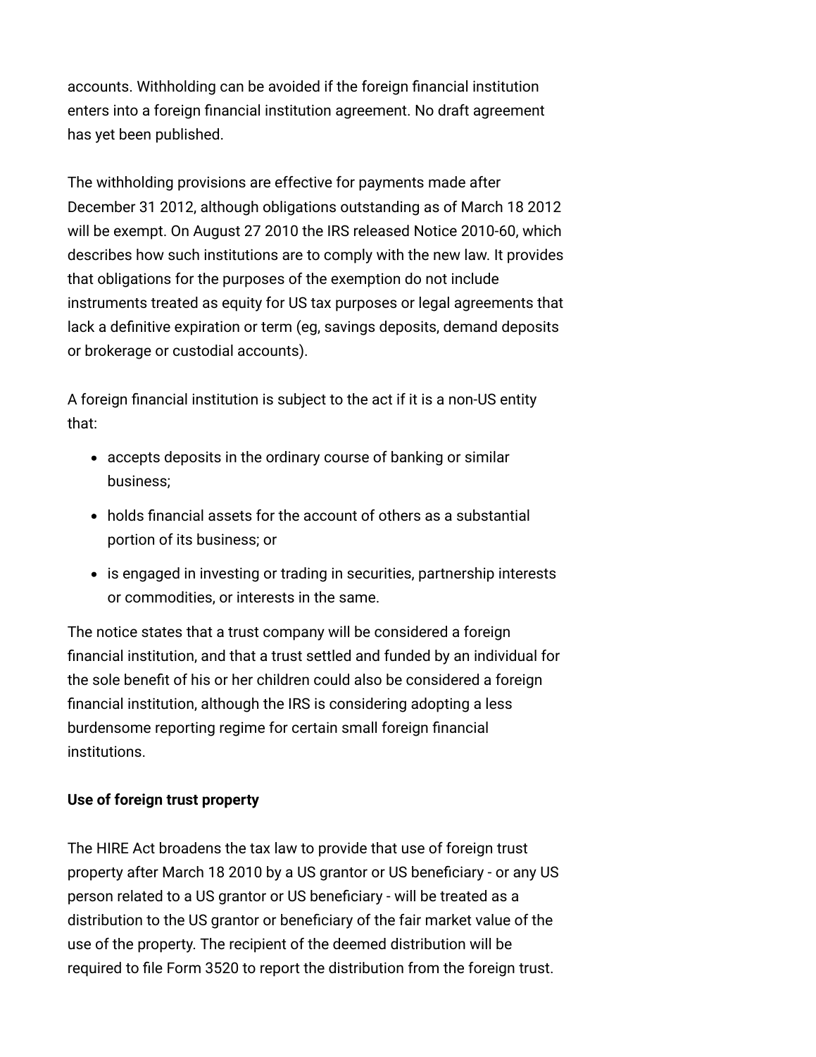accounts. Withholding can be avoided if the foreign financial institution enters into a foreign financial institution agreement. No draft agreement has yet been published.

The withholding provisions are effective for payments made after December 31 2012, although obligations outstanding as of March 18 2012 will be exempt. On August 27 2010 the IRS released Notice 2010-60, which describes how such institutions are to comply with the new law. It provides that obligations for the purposes of the exemption do not include instruments treated as equity for US tax purposes or legal agreements that lack a definitive expiration or term (eg, savings deposits, demand deposits or brokerage or custodial accounts).

A foreign financial institution is subject to the act if it is a non-US entity that:

- accepts deposits in the ordinary course of banking or similar business;
- holds financial assets for the account of others as a substantial portion of its business; or
- is engaged in investing or trading in securities, partnership interests or commodities, or interests in the same.

The notice states that a trust company will be considered a foreign financial institution, and that a trust settled and funded by an individual for the sole benefit of his or her children could also be considered a foreign financial institution, although the IRS is considering adopting a less burdensome reporting regime for certain small foreign financial institutions.

**Use of foreign trust property**

The HIRE Act broadens the tax law to provide that use of foreign trust property after March 18 2010 by a US grantor or US beneficiary - or any US person related to a US grantor or US beneficiary - will be treated as a distribution to the US grantor or beneficiary of the fair market value of the use of the property. The recipient of the deemed distribution will be required to file Form 3520 to report the distribution from the foreign trust.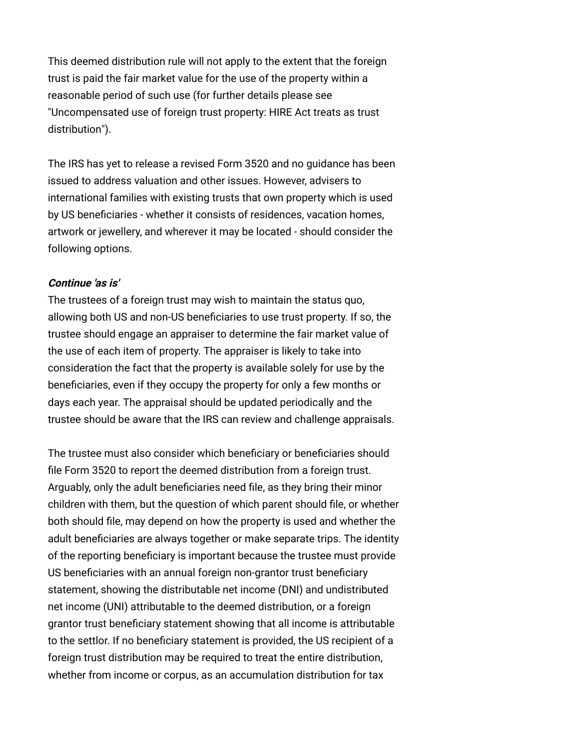This deemed distribution rule will not apply to the extent that the foreign trust is paid the fair market value for the use of the property within a reasonable period of such use (for further details please see "Uncompensated use of foreign trust property: HIRE Act treats as trust distribution").

The IRS has yet to release a revised Form 3520 and no guidance has been issued to address valuation and other issues. However, advisers to international families with existing trusts that own property which is used by US beneficiaries - whether it consists of residences, vacation homes, artwork or jewellery, and wherever it may be located - should consider the following options.

***Continue 'as is'***

The trustees of a foreign trust may wish to maintain the status quo, allowing both US and non-US beneficiaries to use trust property. If so, the trustee should engage an appraiser to determine the fair market value of the use of each item of property. The appraiser is likely to take into consideration the fact that the property is available solely for use by the beneficiaries, even if they occupy the property for only a few months or days each year. The appraisal should be updated periodically and the trustee should be aware that the IRS can review and challenge appraisals.

The trustee must also consider which beneficiary or beneficiaries should file Form 3520 to report the deemed distribution from a foreign trust. Arguably, only the adult beneficiaries need file, as they bring their minor children with them, but the question of which parent should file, or whether both should file, may depend on how the property is used and whether the adult beneficiaries are always together or make separate trips. The identity of the reporting beneficiary is important because the trustee must provide US beneficiaries with an annual foreign non-grantor trust beneficiary statement, showing the distributable net income (DNI) and undistributed net income (UNI) attributable to the deemed distribution, or a foreign grantor trust beneficiary statement showing that all income is attributable to the settlor. If no beneficiary statement is provided, the US recipient of a foreign trust distribution may be required to treat the entire distribution, whether from income or corpus, as an accumulation distribution for tax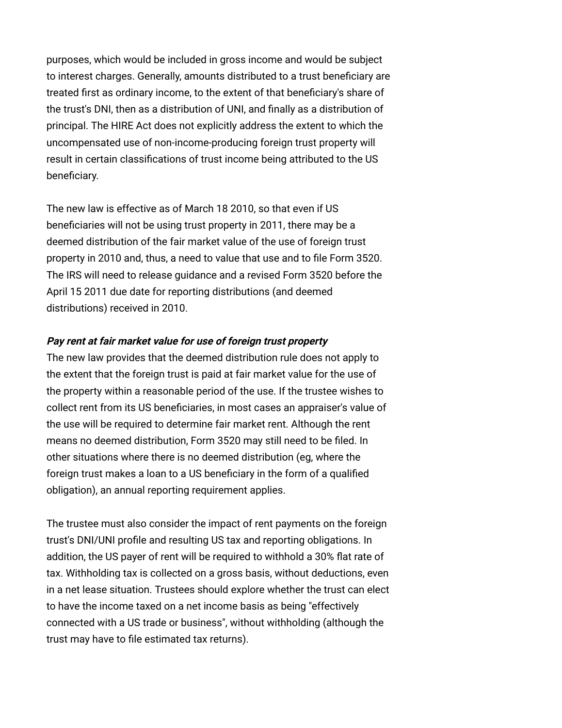purposes, which would be included in gross income and would be subject to interest charges. Generally, amounts distributed to a trust beneficiary are treated first as ordinary income, to the extent of that beneficiary's share of the trust's DNI, then as a distribution of UNI, and finally as a distribution of principal. The HIRE Act does not explicitly address the extent to which the uncompensated use of non-income-producing foreign trust property will result in certain classifications of trust income being attributed to the US beneficiary.

The new law is effective as of March 18 2010, so that even if US beneficiaries will not be using trust property in 2011, there may be a deemed distribution of the fair market value of the use of foreign trust property in 2010 and, thus, a need to value that use and to file Form 3520. The IRS will need to release guidance and a revised Form 3520 before the April 15 2011 due date for reporting distributions (and deemed distributions) received in 2010.

***Pay rent at fair market value for use of foreign trust property***

The new law provides that the deemed distribution rule does not apply to the extent that the foreign trust is paid at fair market value for the use of the property within a reasonable period of the use. If the trustee wishes to collect rent from its US beneficiaries, in most cases an appraiser's value of the use will be required to determine fair market rent. Although the rent means no deemed distribution, Form 3520 may still need to be filed. In other situations where there is no deemed distribution (eg, where the foreign trust makes a loan to a US beneficiary in the form of a qualified obligation), an annual reporting requirement applies.

The trustee must also consider the impact of rent payments on the foreign trust's DNI/UNI profile and resulting US tax and reporting obligations. In addition, the US payer of rent will be required to withhold a 30% flat rate of tax. Withholding tax is collected on a gross basis, without deductions, even in a net lease situation. Trustees should explore whether the trust can elect to have the income taxed on a net income basis as being "effectively connected with a US trade or business", without withholding (although the trust may have to file estimated tax returns).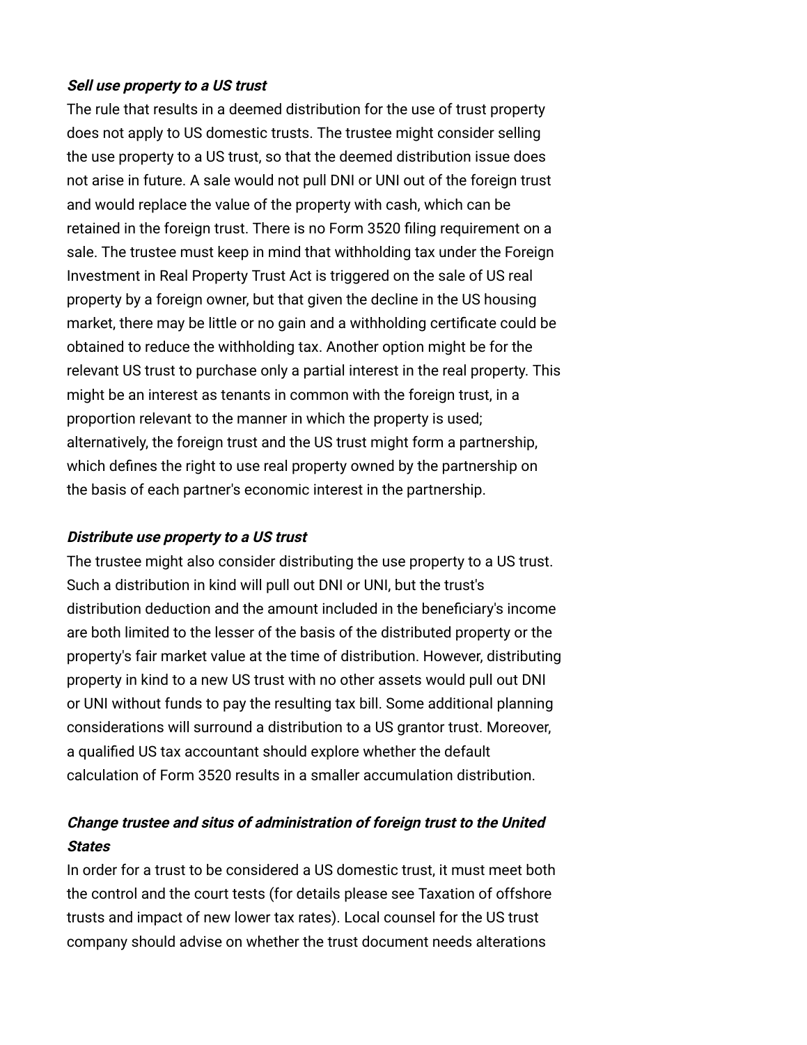***Sell use property to a US trust***

The rule that results in a deemed distribution for the use of trust property does not apply to US domestic trusts. The trustee might consider selling the use property to a US trust, so that the deemed distribution issue does not arise in future. A sale would not pull DNI or UNI out of the foreign trust and would replace the value of the property with cash, which can be retained in the foreign trust. There is no Form 3520 filing requirement on a sale. The trustee must keep in mind that withholding tax under the Foreign Investment in Real Property Trust Act is triggered on the sale of US real property by a foreign owner, but that given the decline in the US housing market, there may be little or no gain and a withholding certificate could be obtained to reduce the withholding tax. Another option might be for the relevant US trust to purchase only a partial interest in the real property. This might be an interest as tenants in common with the foreign trust, in a proportion relevant to the manner in which the property is used; alternatively, the foreign trust and the US trust might form a partnership, which defines the right to use real property owned by the partnership on the basis of each partner's economic interest in the partnership.

***Distribute use property to a US trust***

The trustee might also consider distributing the use property to a US trust. Such a distribution in kind will pull out DNI or UNI, but the trust's distribution deduction and the amount included in the beneficiary's income are both limited to the lesser of the basis of the distributed property or the property's fair market value at the time of distribution. However, distributing property in kind to a new US trust with no other assets would pull out DNI or UNI without funds to pay the resulting tax bill. Some additional planning considerations will surround a distribution to a US grantor trust. Moreover, a qualified US tax accountant should explore whether the default calculation of Form 3520 results in a smaller accumulation distribution.

***Change trustee and situs of administration of foreign trust to the United States***

In order for a trust to be considered a US domestic trust, it must meet both the control and the court tests (for details please see Taxation of offshore trusts and impact of new lower tax rates). Local counsel for the US trust company should advise on whether the trust document needs alterations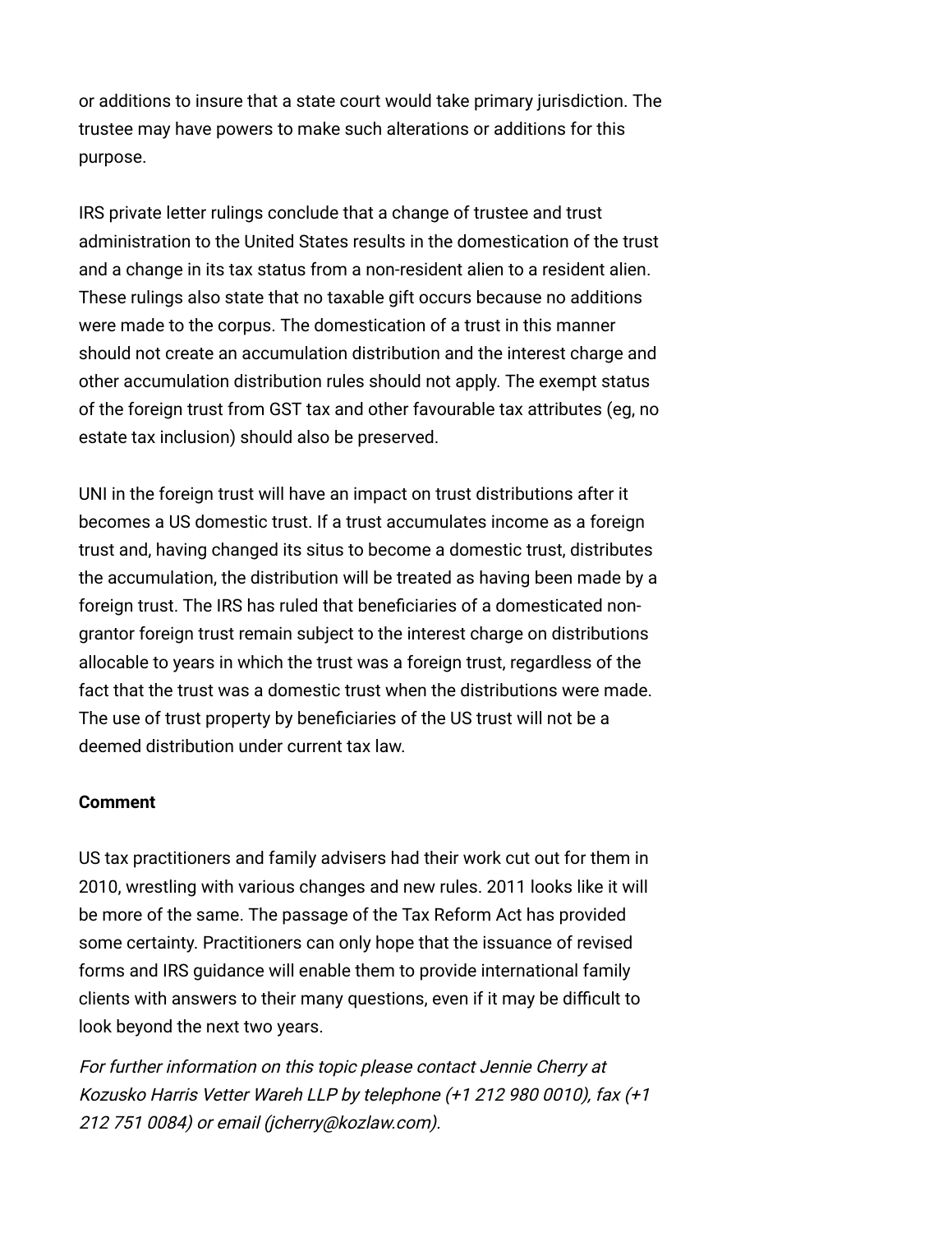or additions to insure that a state court would take primary jurisdiction. The trustee may have powers to make such alterations or additions for this purpose.

IRS private letter rulings conclude that a change of trustee and trust administration to the United States results in the domestication of the trust and a change in its tax status from a non-resident alien to a resident alien. These rulings also state that no taxable gift occurs because no additions were made to the corpus. The domestication of a trust in this manner should not create an accumulation distribution and the interest charge and other accumulation distribution rules should not apply. The exempt status of the foreign trust from GST tax and other favourable tax attributes (eg, no estate tax inclusion) should also be preserved.

UNI in the foreign trust will have an impact on trust distributions after it becomes a US domestic trust. If a trust accumulates income as a foreign trust and, having changed its situs to become a domestic trust, distributes the accumulation, the distribution will be treated as having been made by a foreign trust. The IRS has ruled that beneficiaries of a domesticated non-grantor foreign trust remain subject to the interest charge on distributions allocable to years in which the trust was a foreign trust, regardless of the fact that the trust was a domestic trust when the distributions were made. The use of trust property by beneficiaries of the US trust will not be a deemed distribution under current tax law.

**Comment**

US tax practitioners and family advisers had their work cut out for them in 2010, wrestling with various changes and new rules. 2011 looks like it will be more of the same. The passage of the Tax Reform Act has provided some certainty. Practitioners can only hope that the issuance of revised forms and IRS guidance will enable them to provide international family clients with answers to their many questions, even if it may be difficult to look beyond the next two years.

*For further information on this topic please contact Jennie Cherry at Kozusko Harris Vetter Wareh LLP by telephone (+1 212 980 0010), fax (+1 212 751 0084) or email (jcherry@kozlaw.com).*